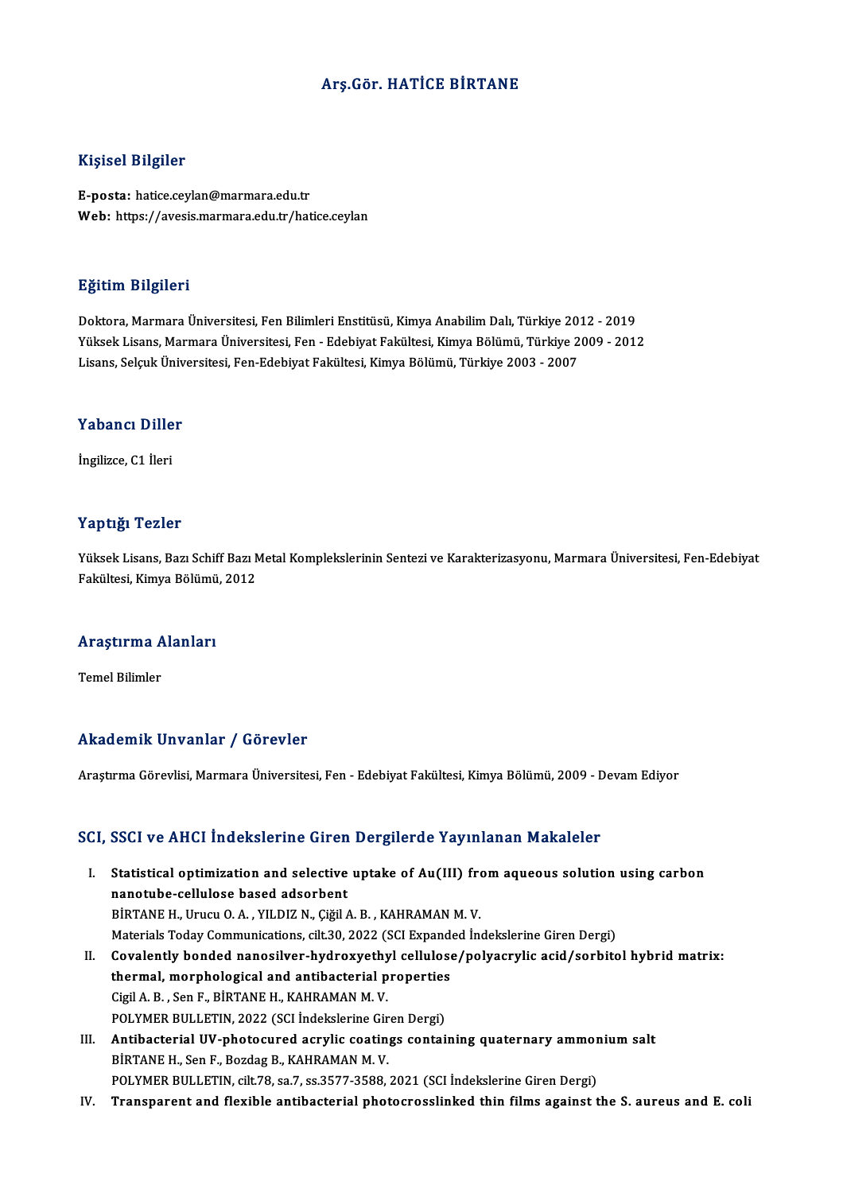# Arş.Gör. HATİCE BİRTANE

## Kişisel Bilgiler

**E-posta:** hatice.ceylan@marmara.edu.tr
**Web:** https://avesis.marmara.edu.tr/hatice.ceylan

## Eğitim Bilgileri

Doktora, Marmara Üniversitesi, Fen Bilimleri Enstitüsü, Kimya Anabilim Dalı, Türkiye 2012 - 2019
Yüksek Lisans, Marmara Üniversitesi, Fen - Edebiyat Fakültesi, Kimya Bölümü, Türkiye 2009 - 2012
Lisans, Selçuk Üniversitesi, Fen-Edebiyat Fakültesi, Kimya Bölümü, Türkiye 2003 - 2007

## Yabancı Diller

İngilizce, C1 İleri

## Yaptığı Tezler

Yüksek Lisans, Bazı Schiff Bazı Metal Komplekslerinin Sentezi ve Karakterizasyonu, Marmara Üniversitesi, Fen-Edebiyat Fakültesi, Kimya Bölümü, 2012

## Araştırma Alanları

Temel Bilimler

## Akademik Unvanlar / Görevler

Araştırma Görevlisi, Marmara Üniversitesi, Fen - Edebiyat Fakültesi, Kimya Bölümü, 2009 - Devam Ediyor

## SCI, SSCI ve AHCI İndekslerine Giren Dergilerde Yayınlanan Makaleler

I. **Statistical optimization and selective uptake of Au(III) from aqueous solution using carbon nanotube-cellulose based adsorbent**
   BİRTANE H., Urucu O. A. , YILDIZ N., Çiğil A. B. , KAHRAMAN M. V.
   Materials Today Communications, cilt.30, 2022 (SCI Expanded İndekslerine Giren Dergi)

II. **Covalently bonded nanosilver-hydroxyethyl cellulose/polyacrylic acid/sorbitol hybrid matrix: thermal, morphological and antibacterial properties**
   Cigil A. B. , Sen F., BİRTANE H., KAHRAMAN M. V.
   POLYMER BULLETIN, 2022 (SCI İndekslerine Giren Dergi)

III. **Antibacterial UV-photocured acrylic coatings containing quaternary ammonium salt**
   BİRTANE H., Sen F., Bozdag B., KAHRAMAN M. V.
   POLYMER BULLETIN, cilt.78, sa.7, ss.3577-3588, 2021 (SCI İndekslerine Giren Dergi)

IV. **Transparent and flexible antibacterial photocrosslinked thin films against the S. aureus and E. coli**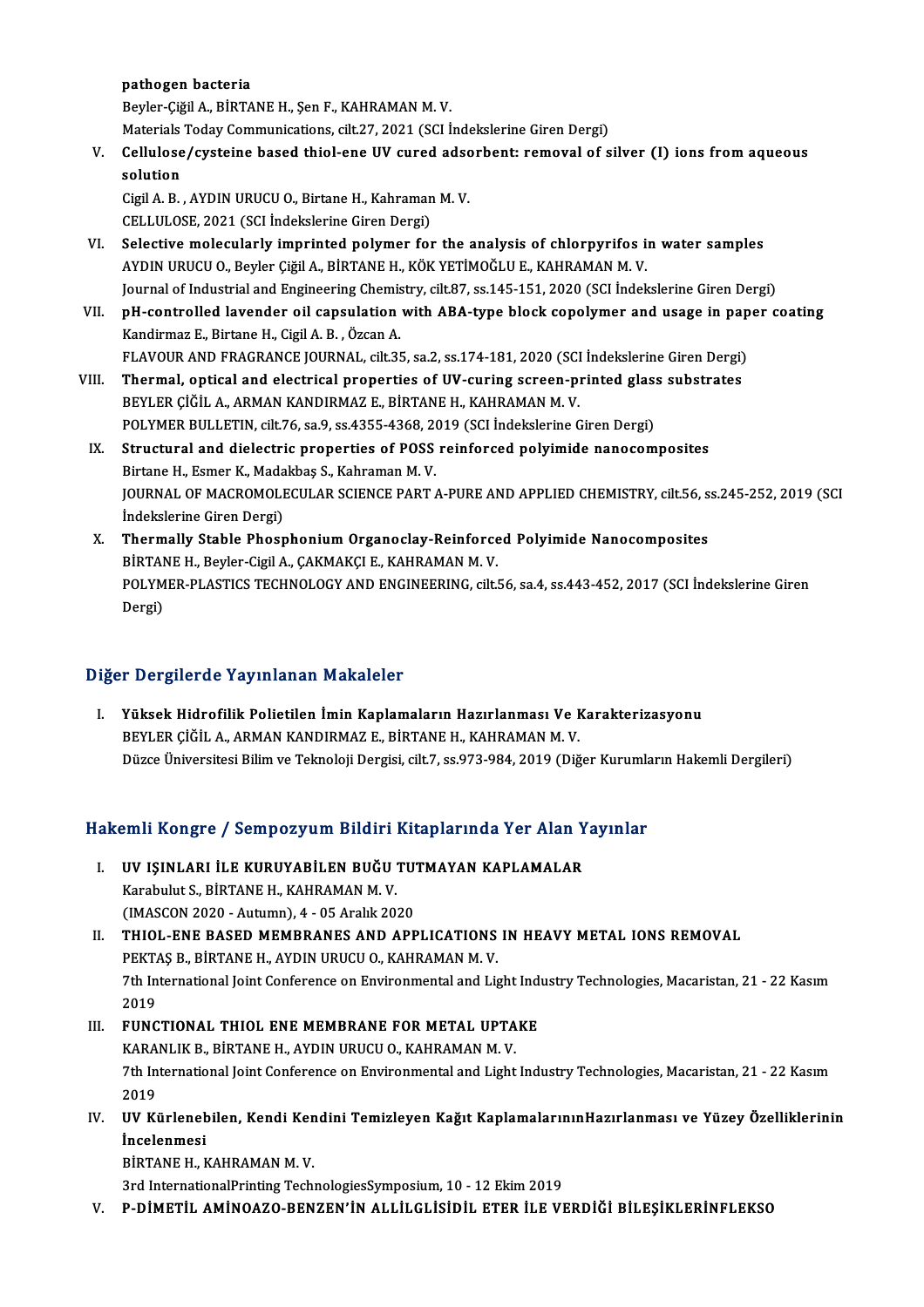pathogen bacteria
Beyler-Çiğil A., BİRTANE H., Şen F., KAHRAMAN M. V.
Materials Today Communications, cilt.27, 2021 (SCI İndekslerine Giren Dergi)

V. **Cellulose/cysteine based thiol-ene UV cured adsorbent: removal of silver (I) ions from aqueous solution**
Cigil A. B. , AYDIN URUCU O., Birtane H., Kahraman M. V.
CELLULOSE, 2021 (SCI İndekslerine Giren Dergi)

VI. **Selective molecularly imprinted polymer for the analysis of chlorpyrifos in water samples**
AYDIN URUCU O., Beyler Çiğil A., BİRTANE H., KÖK YETİMOĞLU E., KAHRAMAN M. V.
Journal of Industrial and Engineering Chemistry, cilt.87, ss.145-151, 2020 (SCI İndekslerine Giren Dergi)

VII. **pH-controlled lavender oil capsulation with ABA-type block copolymer and usage in paper coating**
Kandirmaz E., Birtane H., Cigil A. B. , Özcan A.
FLAVOUR AND FRAGRANCE JOURNAL, cilt.35, sa.2, ss.174-181, 2020 (SCI İndekslerine Giren Dergi)

VIII. **Thermal, optical and electrical properties of UV-curing screen-printed glass substrates**
BEYLER ÇİĞİL A., ARMAN KANDIRMAZ E., BİRTANE H., KAHRAMAN M. V.
POLYMER BULLETIN, cilt.76, sa.9, ss.4355-4368, 2019 (SCI İndekslerine Giren Dergi)

IX. **Structural and dielectric properties of POSS reinforced polyimide nanocomposites**
Birtane H., Esmer K., Madakbaş S., Kahraman M. V.
JOURNAL OF MACROMOLECULAR SCIENCE PART A-PURE AND APPLIED CHEMISTRY, cilt.56, ss.245-252, 2019 (SCI İndekslerine Giren Dergi)

X. **Thermally Stable Phosphonium Organoclay-Reinforced Polyimide Nanocomposites**
BİRTANE H., Beyler-Cigil A., ÇAKMAKÇI E., KAHRAMAN M. V.
POLYMER-PLASTICS TECHNOLOGY AND ENGINEERING, cilt.56, sa.4, ss.443-452, 2017 (SCI İndekslerine Giren Dergi)

## Diğer Dergilerde Yayınlanan Makaleler

I. **Yüksek Hidrofilik Polietilen İmin Kaplamaların Hazırlanması Ve Karakterizasyonu**
BEYLER ÇİĞİL A., ARMAN KANDIRMAZ E., BİRTANE H., KAHRAMAN M. V.
Düzce Üniversitesi Bilim ve Teknoloji Dergisi, cilt.7, ss.973-984, 2019 (Diğer Kurumların Hakemli Dergileri)

## Hakemli Kongre / Sempozyum Bildiri Kitaplarında Yer Alan Yayınlar

I. **UV IŞINLARI İLE KURUYABİLEN BUĞU TUTMAYAN KAPLAMALAR**
Karabulut S., BİRTANE H., KAHRAMAN M. V.
(IMASCON 2020 - Autumn), 4 - 05 Aralık 2020

II. **THIOL-ENE BASED MEMBRANES AND APPLICATIONS IN HEAVY METAL IONS REMOVAL**
PEKTAŞ B., BİRTANE H., AYDIN URUCU O., KAHRAMAN M. V.
7th International Joint Conference on Environmental and Light Industry Technologies, Macaristan, 21 - 22 Kasım 2019

III. **FUNCTIONAL THIOL ENE MEMBRANE FOR METAL UPTAKE**
KARANLIK B., BİRTANE H., AYDIN URUCU O., KAHRAMAN M. V.
7th International Joint Conference on Environmental and Light Industry Technologies, Macaristan, 21 - 22 Kasım 2019

IV. **UV Kürlenebilen, Kendi Kendini Temizleyen Kağıt KaplamalarınınHazırlanması ve Yüzey Özelliklerinin İncelenmesi**
BİRTANE H., KAHRAMAN M. V.
3rd InternationalPrinting TechnologiesSymposium, 10 - 12 Ekim 2019

V. **P-DİMETİL AMİNOAZO-BENZEN'İN ALLİLGLİSİDİL ETER İLE VERDİĞİ BİLEŞİKLERİNFLEKSO**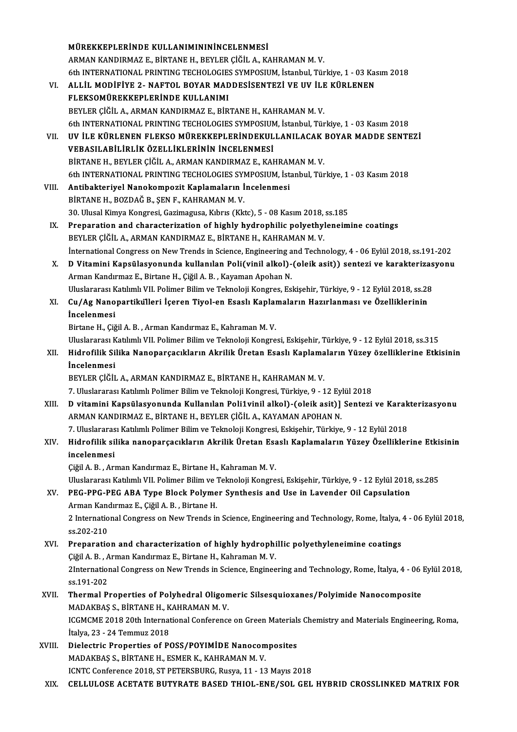**MÜREKKEPLERİNDE KULLANIMINININCELENMESİ**
ARMAN KANDIRMAZ E., BİRTANE H., BEYLER ÇİĞİL A., KAHRAMAN M. V.
6th INTERNATIONAL PRINTING TECHOLOGIES SYMPOSIUM, İstanbul, Türkiye, 1 - 03 Kasım 2018

VI. **ALLİL MODİFİYE 2- NAFTOL BOYAR MADDESİSENTEZİ VE UV İLE KÜRLENEN FLEKSOMÜREKKEPLERİNDE KULLANIMI**
BEYLER ÇİĞİL A., ARMAN KANDIRMAZ E., BİRTANE H., KAHRAMAN M. V.
6th INTERNATIONAL PRINTING TECHOLOGIES SYMPOSIUM, İstanbul, Türkiye, 1 - 03 Kasım 2018

VII. **UV İLE KÜRLENEN FLEKSO MÜREKKEPLERİNDEKULLANILACAK BOYAR MADDE SENTEZİ VEBASILABİLİRLİK ÖZELLİKLERİNİN İNCELENMESİ**
BİRTANE H., BEYLER ÇİĞİL A., ARMAN KANDIRMAZ E., KAHRAMAN M. V.
6th INTERNATIONAL PRINTING TECHOLOGIES SYMPOSIUM, İstanbul, Türkiye, 1 - 03 Kasım 2018

VIII. **Antibakteriyel Nanokompozit Kaplamaların İncelenmesi**
BİRTANE H., BOZDAĞ B., ŞEN F., KAHRAMAN M. V.
30. Ulusal Kimya Kongresi, Gazimagusa, Kıbrıs (Kktc), 5 - 08 Kasım 2018, ss.185

IX. **Preparation and characterization of highly hydrophilic polyethyleneimine coatings**
BEYLER ÇİĞİL A., ARMAN KANDIRMAZ E., BİRTANE H., KAHRAMAN M. V.
İnternational Congress on New Trends in Science, Engineering and Technology, 4 - 06 Eylül 2018, ss.191-202

X. **D Vitamini Kapsülasyonunda kullanılan Poli(vinil alkol)-(oleik asit)) sentezi ve karakterizasyonu**
Arman Kandırmaz E., Birtane H., Çiğil A. B. , Kayaman Apohan N.
Uluslararası Katılımlı VII. Polimer Bilim ve Teknoloji Kongres, Eskişehir, Türkiye, 9 - 12 Eylül 2018, ss.28

XI. **Cu/Ag Nanopartikülleri İçeren Tiyol-en Esaslı Kaplamaların Hazırlanması ve Özelliklerinin İncelenmesi**
Birtane H., Çiğil A. B. , Arman Kandırmaz E., Kahraman M. V.
Uluslararası Katılımlı VII. Polimer Bilim ve Teknoloji Kongresi, Eskişehir, Türkiye, 9 - 12 Eylül 2018, ss.315

XII. **Hidrofilik Silika Nanoparçacıkların Akrilik Üretan Esaslı Kaplamaların Yüzey özelliklerine Etkisinin İncelenmesi**
BEYLER ÇİĞİL A., ARMAN KANDIRMAZ E., BİRTANE H., KAHRAMAN M. V.
7. Uluslararası Katılımlı Polimer Bilim ve Teknoloji Kongresi, Türkiye, 9 - 12 Eylül 2018

XIII. **D vitamini Kapsülasyonunda Kullanılan Poli1vinil alkol)-(oleik asit)] Sentezi ve Karakterizasyonu**
ARMAN KANDIRMAZ E., BİRTANE H., BEYLER ÇİĞİL A., KAYAMAN APOHAN N.
7. Uluslararası Katılımlı Polimer Bilim ve Teknoloji Kongresi, Eskişehir, Türkiye, 9 - 12 Eylül 2018

XIV. **Hidrofilik silika nanoparçacıkların Akrilik Üretan Esaslı Kaplamaların Yüzey Özelliklerine Etkisinin incelenmesi**
Çiğil A. B. , Arman Kandırmaz E., Birtane H., Kahraman M. V.
Uluslararası Katılımlı VII. Polimer Bilim ve Teknoloji Kongresi, Eskişehir, Türkiye, 9 - 12 Eylül 2018, ss.285

XV. **PEG-PPG-PEG ABA Type Block Polymer Synthesis and Use in Lavender Oil Capsulation**
Arman Kandırmaz E., Çiğil A. B. , Birtane H.
2 International Congress on New Trends in Science, Engineering and Technology, Rome, İtalya, 4 - 06 Eylül 2018, ss.202-210

XVI. **Preparation and characterization of highly hydrophillic polyethyleneimine coatings**
Çiğil A. B. , Arman Kandırmaz E., Birtane H., Kahraman M. V.
2International Congress on New Trends in Science, Engineering and Technology, Rome, İtalya, 4 - 06 Eylül 2018, ss.191-202

XVII. **Thermal Properties of Polyhedral Oligomeric Silsesquioxanes/Polyimide Nanocomposite**
MADAKBAŞ S., BİRTANE H., KAHRAMAN M. V.
ICGMCME 2018 20th International Conference on Green Materials Chemistry and Materials Engineering, Roma, İtalya, 23 - 24 Temmuz 2018

XVIII. **Dielectric Properties of POSS/POYIMİDE Nanocomposites**
MADAKBAŞ S., BİRTANE H., ESMER K., KAHRAMAN M. V.
ICNTC Conference 2018, ST PETERSBURG, Rusya, 11 - 13 Mayıs 2018

XIX. **CELLULOSE ACETATE BUTYRATE BASED THIOL-ENE/SOL GEL HYBRID CROSSLINKED MATRIX FOR**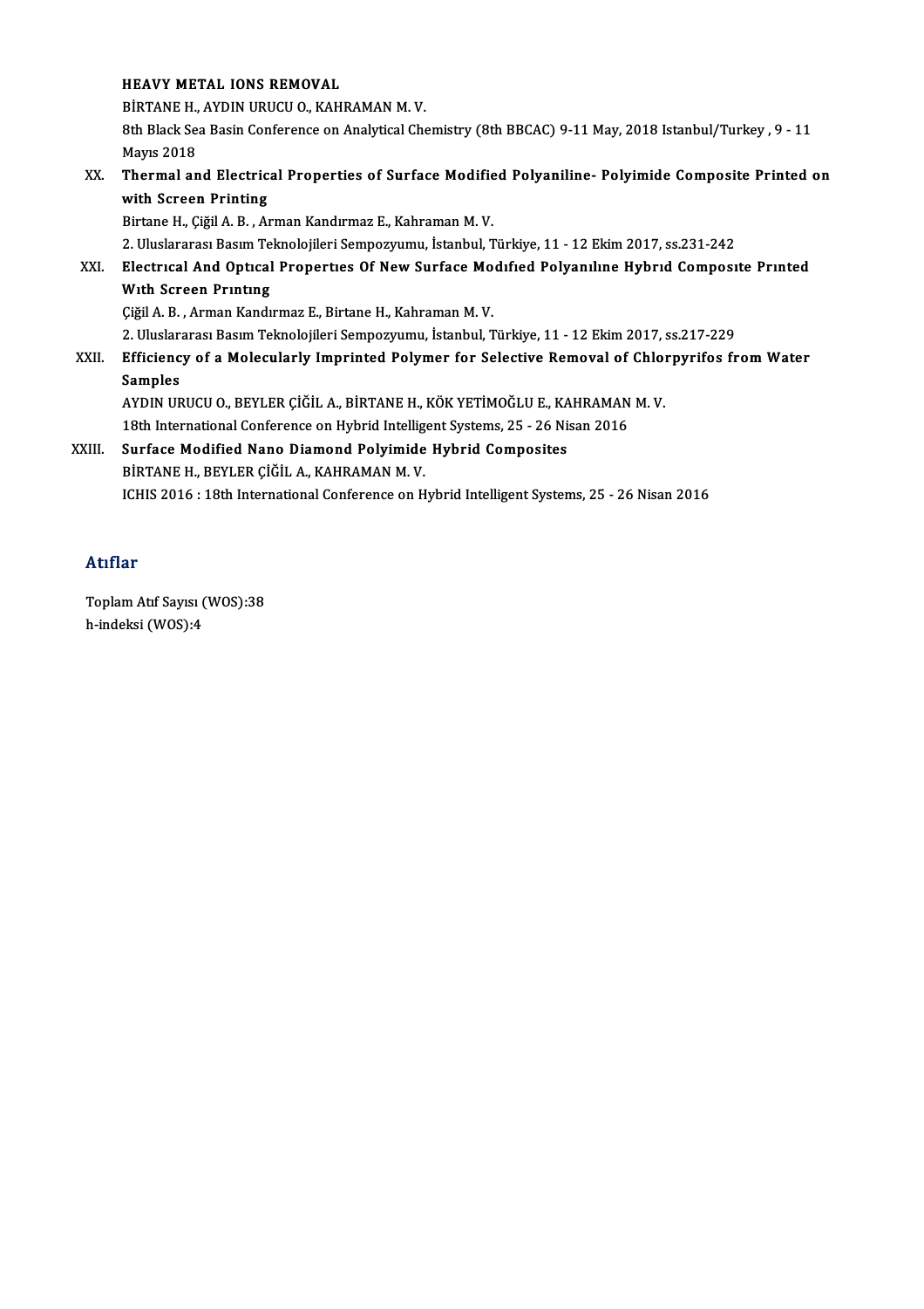**HEAVY METAL IONS REMOVAL**
BİRTANE H., AYDIN URUCU O., KAHRAMAN M. V.
8th Black Sea Basin Conference on Analytical Chemistry (8th BBCAC) 9-11 May, 2018 Istanbul/Turkey , 9 - 11 Mayıs 2018

XX. **Thermal and Electrical Properties of Surface Modified Polyaniline- Polyimide Composite Printed on with Screen Printing**
Birtane H., Çiğil A. B. , Arman Kandırmaz E., Kahraman M. V.
2. Uluslararası Basım Teknolojileri Sempozyumu, İstanbul, Türkiye, 11 - 12 Ekim 2017, ss.231-242

XXI. **Electrıcal And Optıcal Propertıes Of New Surface Modıfıed Polyanılıne Hybrıd Composıte Prınted Wıth Screen Prıntıng**
Çiğil A. B. , Arman Kandırmaz E., Birtane H., Kahraman M. V.
2. Uluslararası Basım Teknolojileri Sempozyumu, İstanbul, Türkiye, 11 - 12 Ekim 2017, ss.217-229

XXII. **Efficiency of a Molecularly Imprinted Polymer for Selective Removal of Chlorpyrifos from Water Samples**
AYDIN URUCU O., BEYLER ÇİĞİL A., BİRTANE H., KÖK YETİMOĞLU E., KAHRAMAN M. V.
18th International Conference on Hybrid Intelligent Systems, 25 - 26 Nisan 2016

XXIII. **Surface Modified Nano Diamond Polyimide Hybrid Composites**
BİRTANE H., BEYLER ÇİĞİL A., KAHRAMAN M. V.
ICHIS 2016 : 18th International Conference on Hybrid Intelligent Systems, 25 - 26 Nisan 2016

## Atıflar

Toplam Atıf Sayısı (WOS):38
h-indeksi (WOS):4